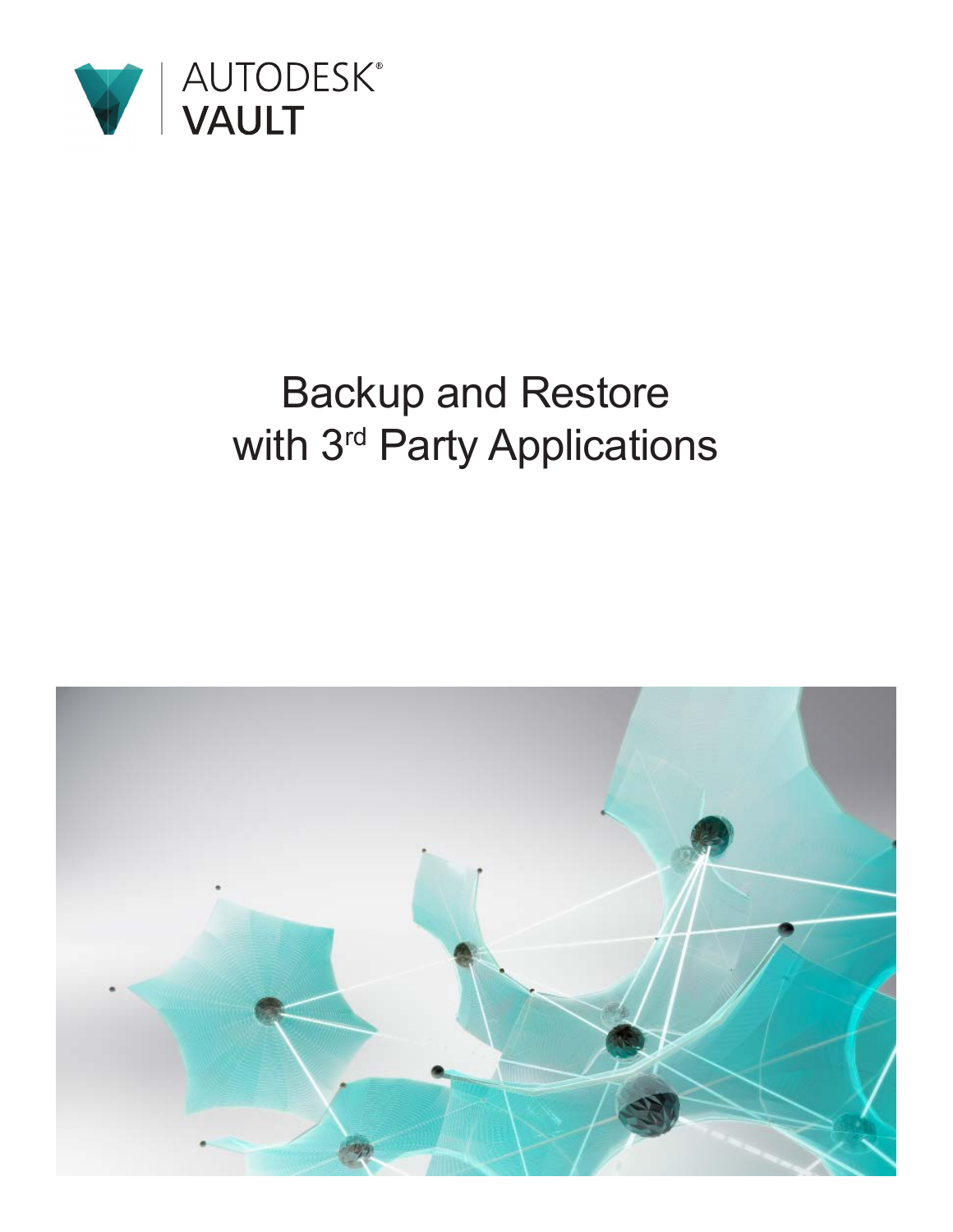AUTODESK®
**VAULT**

# Backup and Restore with 3rd Party Applications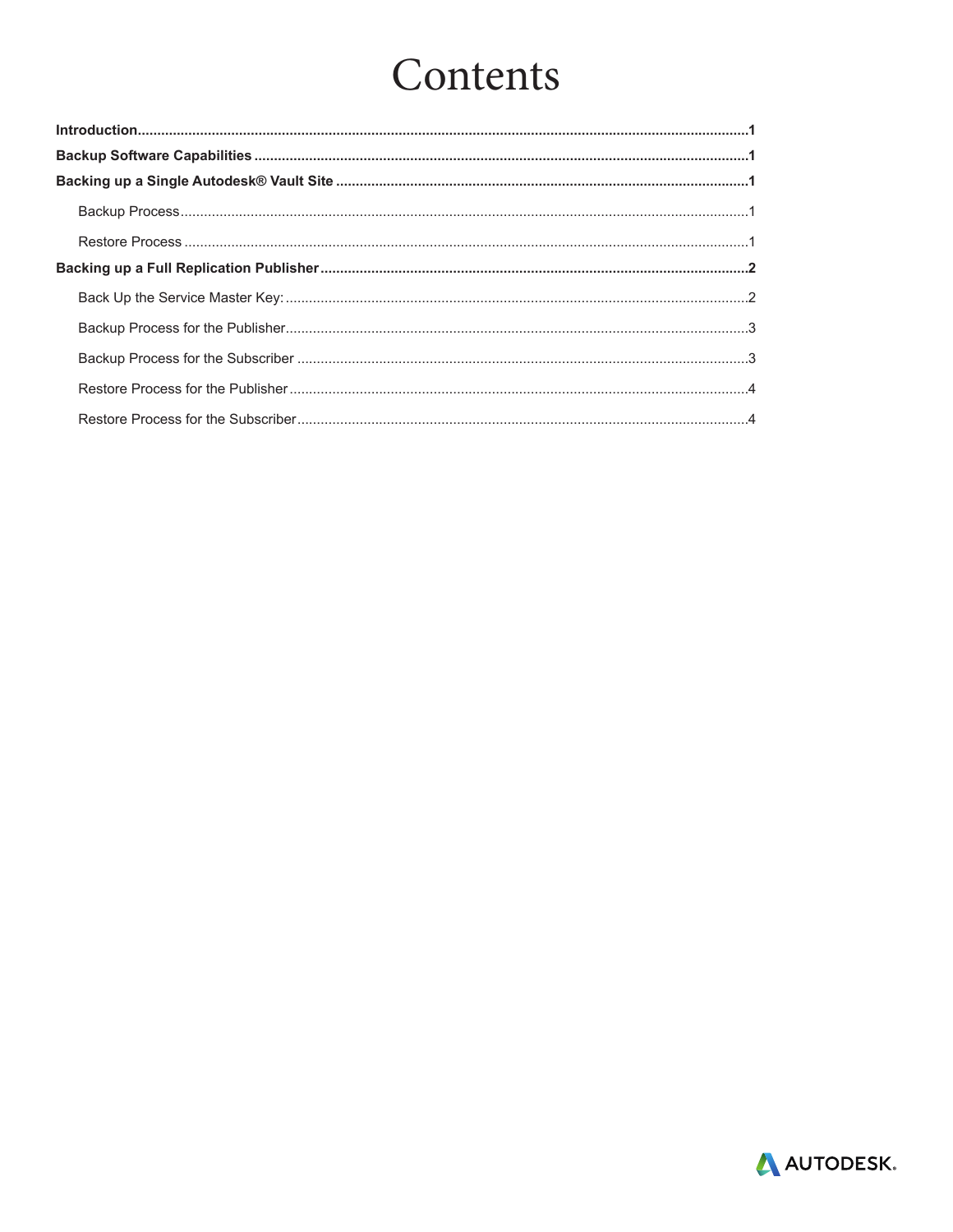# Contents

**Introduction....................................................................................................1**

**Backup Software Capabilities ......................................................................1**

**Backing up a Single Autodesk® Vault Site .................................................1**

- Backup Process........................................................................................1
- Restore Process .......................................................................................1

**Backing up a Full Replication Publisher .....................................................2**

- Back Up the Service Master Key: ...........................................................2
- Backup Process for the Publisher............................................................3
- Backup Process for the Subscriber .........................................................3
- Restore Process for the Publisher ...........................................................4
- Restore Process for the Subscriber.........................................................4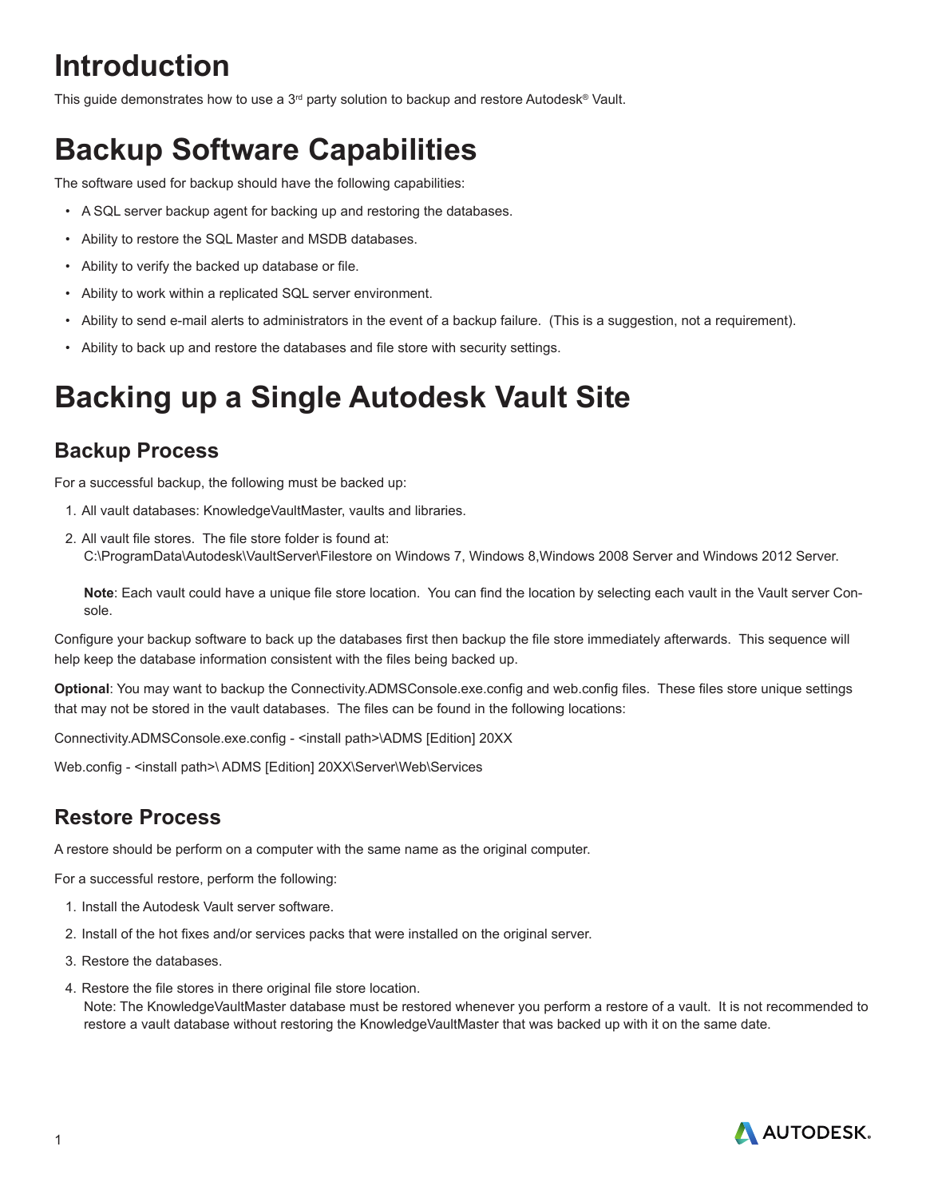# Introduction

This guide demonstrates how to use a 3rd party solution to backup and restore Autodesk® Vault.

# Backup Software Capabilities

The software used for backup should have the following capabilities:

- A SQL server backup agent for backing up and restoring the databases.
- Ability to restore the SQL Master and MSDB databases.
- Ability to verify the backed up database or file.
- Ability to work within a replicated SQL server environment.
- Ability to send e-mail alerts to administrators in the event of a backup failure. (This is a suggestion, not a requirement).
- Ability to back up and restore the databases and file store with security settings.

# Backing up a Single Autodesk Vault Site

## Backup Process

For a successful backup, the following must be backed up:

1. All vault databases: KnowledgeVaultMaster, vaults and libraries.
2. All vault file stores. The file store folder is found at:
   C:\ProgramData\Autodesk\\VaultServer\Filestore on Windows 7, Windows 8,Windows 2008 Server and Windows 2012 Server.

   **Note**: Each vault could have a unique file store location. You can find the location by selecting each vault in the Vault server Console.

Configure your backup software to back up the databases first then backup the file store immediately afterwards. This sequence will help keep the database information consistent with the files being backed up.

**Optional**: You may want to backup the Connectivity.ADMSConsole.exe.config and web.config files. These files store unique settings that may not be stored in the vault databases. The files can be found in the following locations:

Connectivity.ADMSConsole.exe.config - <install path>\ADMS [Edition] 20XX

Web.config - <install path>\ ADMS [Edition] 20XX\Server\Web\Services

## Restore Process

A restore should be perform on a computer with the same name as the original computer.

For a successful restore, perform the following:

1. Install the Autodesk Vault server software.
2. Install of the hot fixes and/or services packs that were installed on the original server.
3. Restore the databases.
4. Restore the file stores in there original file store location.
   Note: The KnowledgeVaultMaster database must be restored whenever you perform a restore of a vault. It is not recommended to restore a vault database without restoring the KnowledgeVaultMaster that was backed up with it on the same date.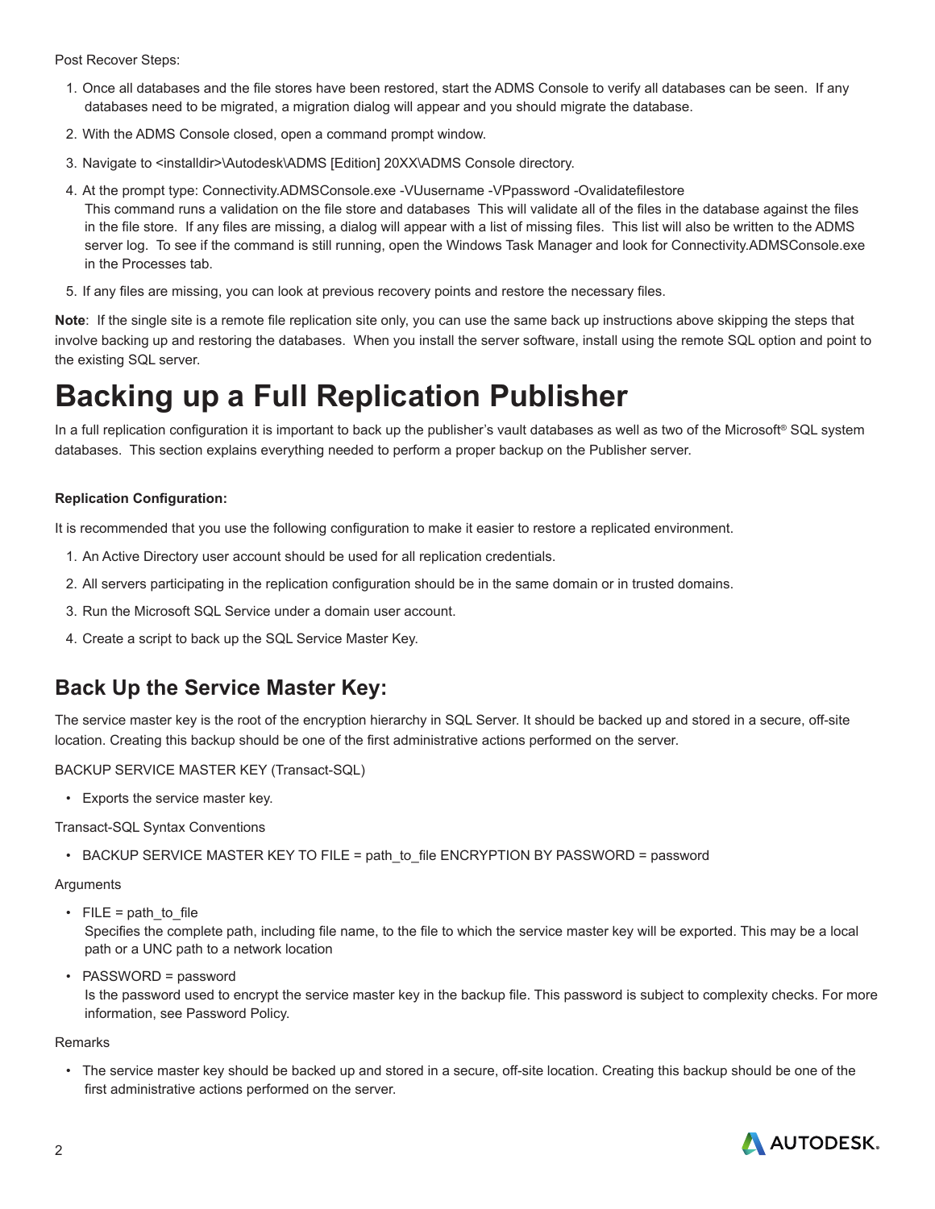Post Recover Steps:

1. Once all databases and the file stores have been restored, start the ADMS Console to verify all databases can be seen. If any databases need to be migrated, a migration dialog will appear and you should migrate the database.
2. With the ADMS Console closed, open a command prompt window.
3. Navigate to <installdir>\Autodesk\ADMS [Edition] 20XX\ADMS Console directory.
4. At the prompt type: Connectivity.ADMSConsole.exe -VUusername -VPpassword -Ovalidatefilestore
   This command runs a validation on the file store and databases This will validate all of the files in the database against the files in the file store. If any files are missing, a dialog will appear with a list of missing files. This list will also be written to the ADMS server log. To see if the command is still running, open the Windows Task Manager and look for Connectivity.ADMSConsole.exe in the Processes tab.
5. If any files are missing, you can look at previous recovery points and restore the necessary files.

**Note**: If the single site is a remote file replication site only, you can use the same back up instructions above skipping the steps that involve backing up and restoring the databases. When you install the server software, install using the remote SQL option and point to the existing SQL server.

# Backing up a Full Replication Publisher

In a full replication configuration it is important to back up the publisher's vault databases as well as two of the Microsoft® SQL system databases. This section explains everything needed to perform a proper backup on the Publisher server.

**Replication Configuration:**

It is recommended that you use the following configuration to make it easier to restore a replicated environment.

1. An Active Directory user account should be used for all replication credentials.
2. All servers participating in the replication configuration should be in the same domain or in trusted domains.
3. Run the Microsoft SQL Service under a domain user account.
4. Create a script to back up the SQL Service Master Key.

## Back Up the Service Master Key:

The service master key is the root of the encryption hierarchy in SQL Server. It should be backed up and stored in a secure, off-site location. Creating this backup should be one of the first administrative actions performed on the server.

BACKUP SERVICE MASTER KEY (Transact-SQL)

- Exports the service master key.

Transact-SQL Syntax Conventions

- BACKUP SERVICE MASTER KEY TO FILE = path_to_file ENCRYPTION BY PASSWORD = password

Arguments

- FILE = path_to_file
  Specifies the complete path, including file name, to the file to which the service master key will be exported. This may be a local path or a UNC path to a network location
- PASSWORD = password
  Is the password used to encrypt the service master key in the backup file. This password is subject to complexity checks. For more information, see Password Policy.

Remarks

- The service master key should be backed up and stored in a secure, off-site location. Creating this backup should be one of the first administrative actions performed on the server.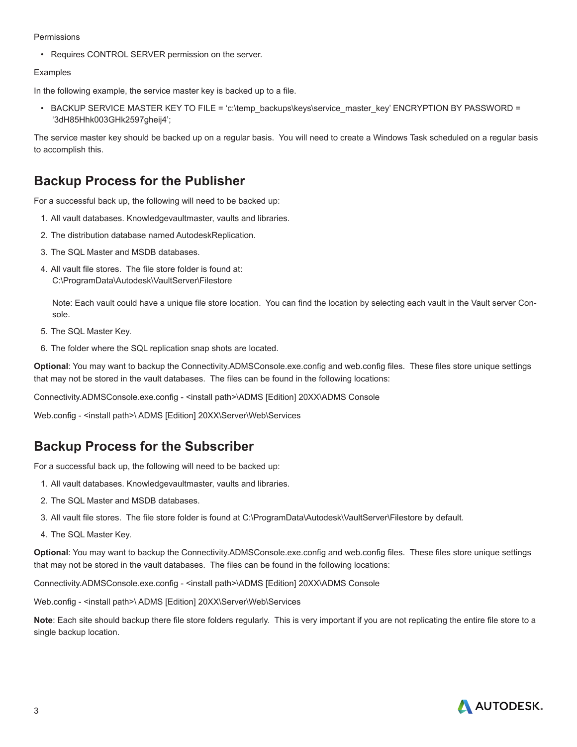Permissions

- Requires CONTROL SERVER permission on the server.

Examples

In the following example, the service master key is backed up to a file.

- BACKUP SERVICE MASTER KEY TO FILE = ‘c:\temp_backups\keys\service_master_key’ ENCRYPTION BY PASSWORD = ‘3dH85Hhk003GHk2597gheij4’;

The service master key should be backed up on a regular basis. You will need to create a Windows Task scheduled on a regular basis to accomplish this.

## Backup Process for the Publisher

For a successful back up, the following will need to be backed up:

1. All vault databases. Knowledgevaultmaster, vaults and libraries.
2. The distribution database named AutodeskReplication.
3. The SQL Master and MSDB databases.
4. All vault file stores. The file store folder is found at: C:\ProgramData\Autodesk\VaultServer\Filestore

   Note: Each vault could have a unique file store location. You can find the location by selecting each vault in the Vault server Console.
5. The SQL Master Key.
6. The folder where the SQL replication snap shots are located.

**Optional**: You may want to backup the Connectivity.ADMSConsole.exe.config and web.config files. These files store unique settings that may not be stored in the vault databases. The files can be found in the following locations:

Connectivity.ADMSConsole.exe.config - <install path>\ADMS [Edition] 20XX\ADMS Console

Web.config - <install path>\ ADMS [Edition] 20XX\Server\Web\Services

## Backup Process for the Subscriber

For a successful back up, the following will need to be backed up:

1. All vault databases. Knowledgevaultmaster, vaults and libraries.
2. The SQL Master and MSDB databases.
3. All vault file stores. The file store folder is found at C:\ProgramData\Autodesk\VaultServer\Filestore by default.
4. The SQL Master Key.

**Optional**: You may want to backup the Connectivity.ADMSConsole.exe.config and web.config files. These files store unique settings that may not be stored in the vault databases. The files can be found in the following locations:

Connectivity.ADMSConsole.exe.config - <install path>\ADMS [Edition] 20XX\ADMS Console

Web.config - <install path>\ ADMS [Edition] 20XX\Server\Web\Services

**Note**: Each site should backup there file store folders regularly. This is very important if you are not replicating the entire file store to a single backup location.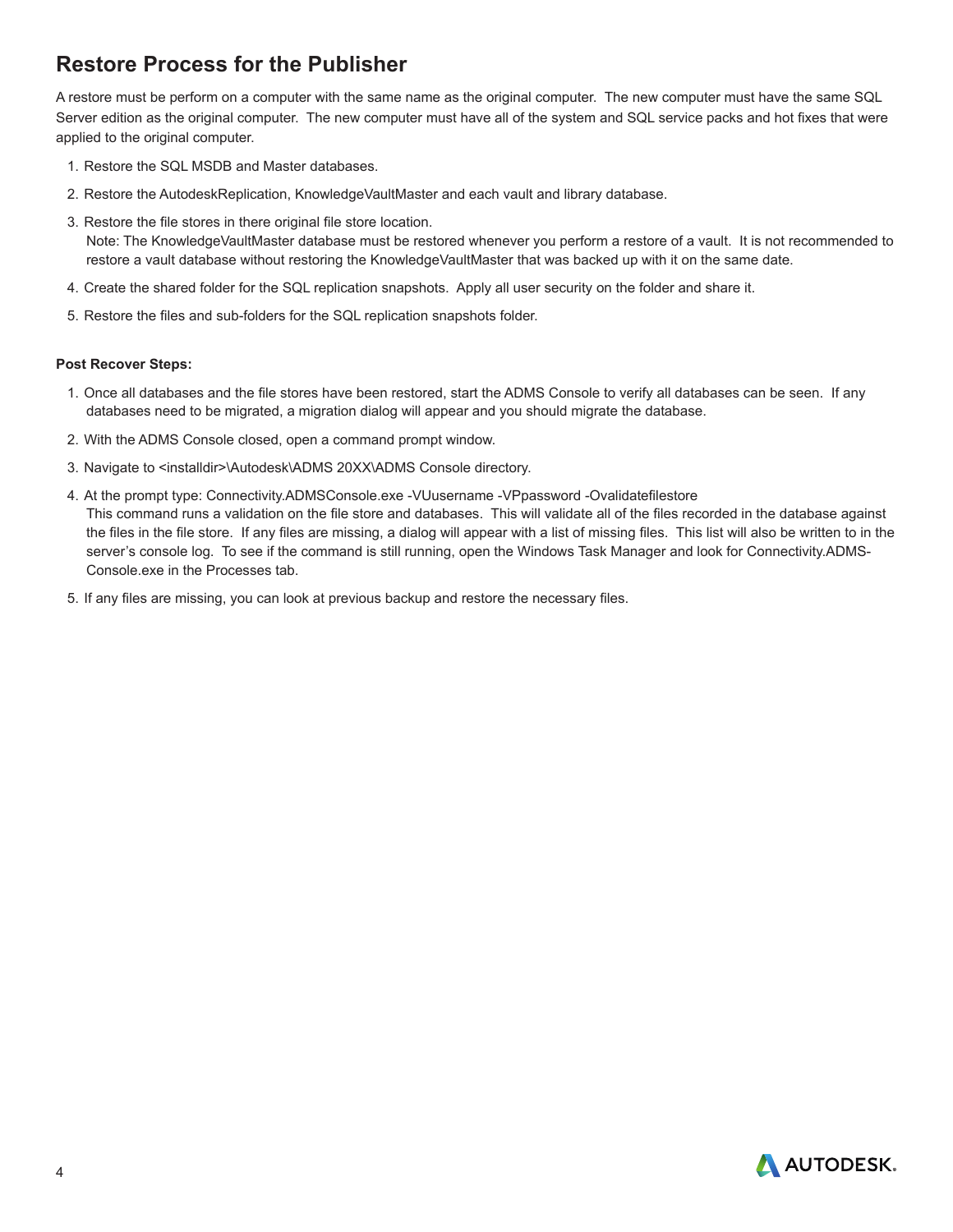## Restore Process for the Publisher

A restore must be perform on a computer with the same name as the original computer. The new computer must have the same SQL Server edition as the original computer. The new computer must have all of the system and SQL service packs and hot fixes that were applied to the original computer.

1. Restore the SQL MSDB and Master databases.
2. Restore the AutodeskReplication, KnowledgeVaultMaster and each vault and library database.
3. Restore the file stores in there original file store location.
   Note: The KnowledgeVaultMaster database must be restored whenever you perform a restore of a vault. It is not recommended to restore a vault database without restoring the KnowledgeVaultMaster that was backed up with it on the same date.
4. Create the shared folder for the SQL replication snapshots. Apply all user security on the folder and share it.
5. Restore the files and sub-folders for the SQL replication snapshots folder.

**Post Recover Steps:**

1. Once all databases and the file stores have been restored, start the ADMS Console to verify all databases can be seen. If any databases need to be migrated, a migration dialog will appear and you should migrate the database.
2. With the ADMS Console closed, open a command prompt window.
3. Navigate to <installdir>\Autodesk\ADMS 20XX\ADMS Console directory.
4. At the prompt type: Connectivity.ADMSConsole.exe -VUusername -VPpassword -Ovalidatefilestore
   This command runs a validation on the file store and databases. This will validate all of the files recorded in the database against the files in the file store. If any files are missing, a dialog will appear with a list of missing files. This list will also be written to in the server's console log. To see if the command is still running, open the Windows Task Manager and look for Connectivity.ADMSConsole.exe in the Processes tab.
5. If any files are missing, you can look at previous backup and restore the necessary files.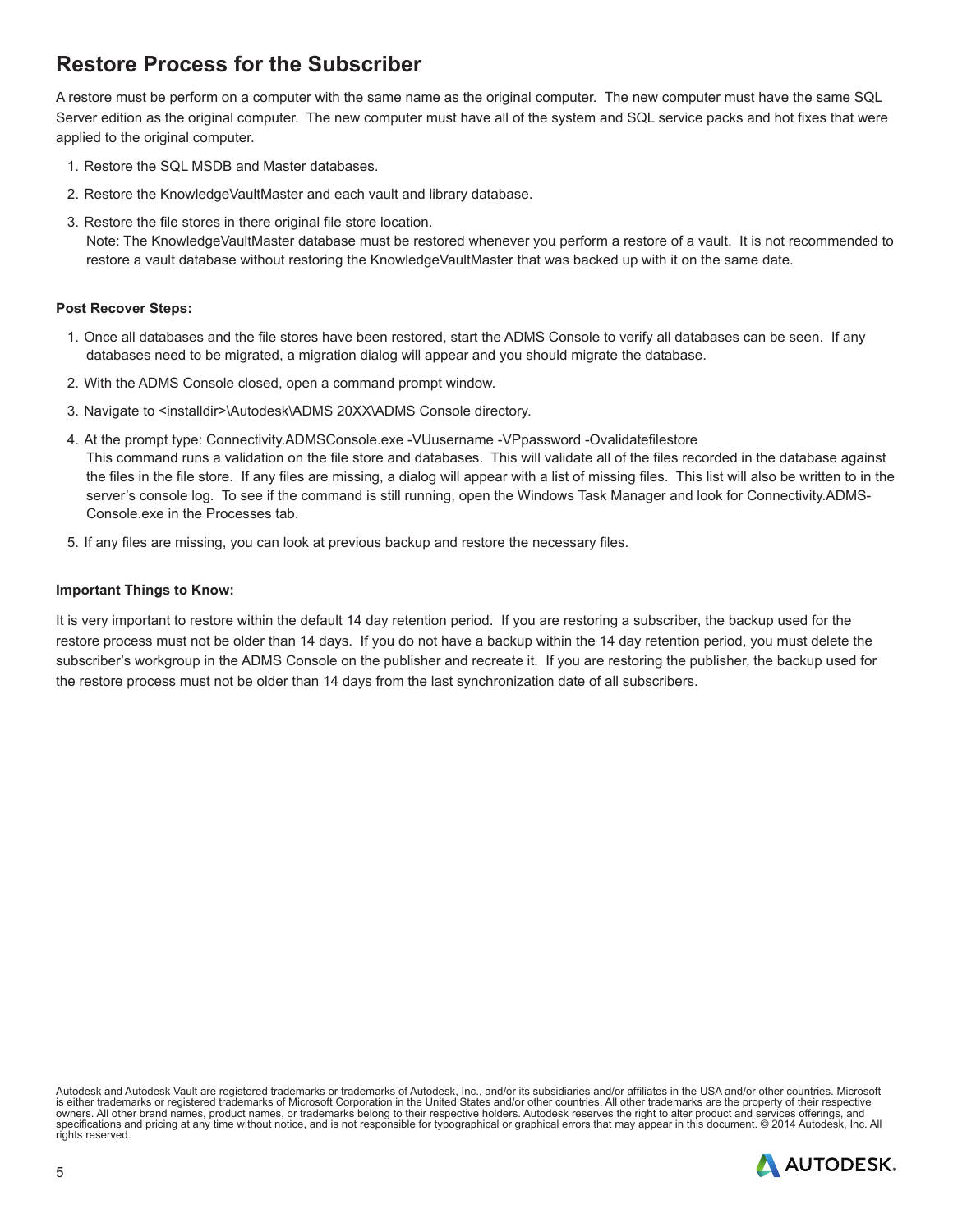## Restore Process for the Subscriber

A restore must be perform on a computer with the same name as the original computer. The new computer must have the same SQL Server edition as the original computer. The new computer must have all of the system and SQL service packs and hot fixes that were applied to the original computer.

1. Restore the SQL MSDB and Master databases.
2. Restore the KnowledgeVaultMaster and each vault and library database.
3. Restore the file stores in there original file store location.
   Note: The KnowledgeVaultMaster database must be restored whenever you perform a restore of a vault. It is not recommended to restore a vault database without restoring the KnowledgeVaultMaster that was backed up with it on the same date.

**Post Recover Steps:**

1. Once all databases and the file stores have been restored, start the ADMS Console to verify all databases can be seen. If any databases need to be migrated, a migration dialog will appear and you should migrate the database.
2. With the ADMS Console closed, open a command prompt window.
3. Navigate to <installdir>\Autodesk\ADMS 20XX\ADMS Console directory.
4. At the prompt type: Connectivity.ADMSConsole.exe -VUusername -VPpassword -Ovalidatefilestore
   This command runs a validation on the file store and databases. This will validate all of the files recorded in the database against the files in the file store. If any files are missing, a dialog will appear with a list of missing files. This list will also be written to in the server's console log. To see if the command is still running, open the Windows Task Manager and look for Connectivity.ADMSConsole.exe in the Processes tab.
5. If any files are missing, you can look at previous backup and restore the necessary files.

**Important Things to Know:**

It is very important to restore within the default 14 day retention period. If you are restoring a subscriber, the backup used for the restore process must not be older than 14 days. If you do not have a backup within the 14 day retention period, you must delete the subscriber's workgroup in the ADMS Console on the publisher and recreate it. If you are restoring the publisher, the backup used for the restore process must not be older than 14 days from the last synchronization date of all subscribers.

Autodesk and Autodesk Vault are registered trademarks or trademarks of Autodesk, Inc., and/or its subsidiaries and/or affiliates in the USA and/or other countries. Microsoft is either trademarks or registered trademarks of Microsoft Corporation in the United States and/or other countries. All other trademarks are the property of their respective owners. All other brand names, product names, or trademarks belong to their respective holders. Autodesk reserves the right to alter product and services offerings, and specifications and pricing at any time without notice, and is not responsible for typographical or graphical errors that may appear in this document. © 2014 Autodesk, Inc. All rights reserved.